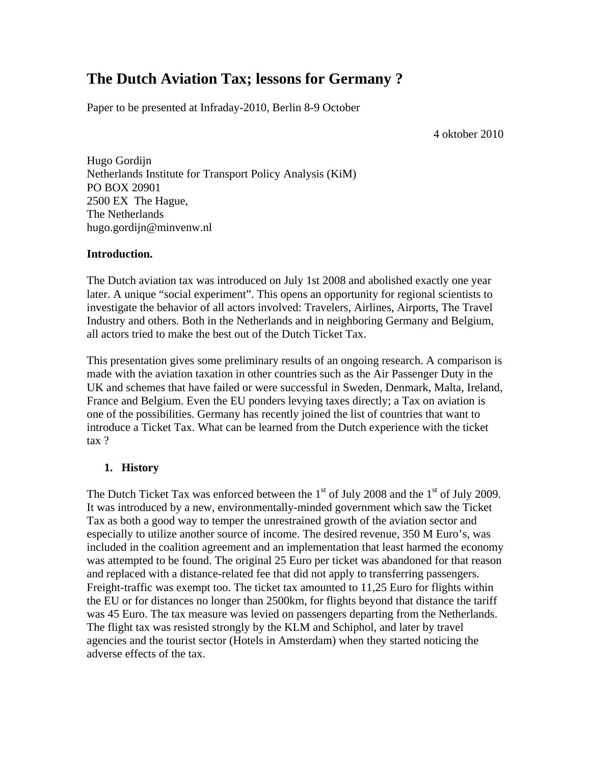# The Dutch Aviation Tax; lessons for Germany ?

Paper to be presented at Infraday-2010, Berlin 8-9 October

4 oktober 2010

Hugo Gordijn
Netherlands Institute for Transport Policy Analysis (KiM)
PO BOX 20901
2500 EX The Hague,
The Netherlands
hugo.gordijn@minvenw.nl

**Introduction.**

The Dutch aviation tax was introduced on July 1st 2008 and abolished exactly one year later. A unique "social experiment". This opens an opportunity for regional scientists to investigate the behavior of all actors involved: Travelers, Airlines, Airports, The Travel Industry and others. Both in the Netherlands and in neighboring Germany and Belgium, all actors tried to make the best out of the Dutch Ticket Tax.

This presentation gives some preliminary results of an ongoing research. A comparison is made with the aviation taxation in other countries such as the Air Passenger Duty in the UK and schemes that have failed or were successful in Sweden, Denmark, Malta, Ireland, France and Belgium. Even the EU ponders levying taxes directly; a Tax on aviation is one of the possibilities. Germany has recently joined the list of countries that want to introduce a Ticket Tax. What can be learned from the Dutch experience with the ticket tax ?

## 1. History

The Dutch Ticket Tax was enforced between the 1st of July 2008 and the 1st of July 2009. It was introduced by a new, environmentally-minded government which saw the Ticket Tax as both a good way to temper the unrestrained growth of the aviation sector and especially to utilize another source of income. The desired revenue, 350 M Euro's, was included in the coalition agreement and an implementation that least harmed the economy was attempted to be found. The original 25 Euro per ticket was abandoned for that reason and replaced with a distance-related fee that did not apply to transferring passengers. Freight-traffic was exempt too. The ticket tax amounted to 11,25 Euro for flights within the EU or for distances no longer than 2500km, for flights beyond that distance the tariff was 45 Euro. The tax measure was levied on passengers departing from the Netherlands. The flight tax was resisted strongly by the KLM and Schiphol, and later by travel agencies and the tourist sector (Hotels in Amsterdam) when they started noticing the adverse effects of the tax.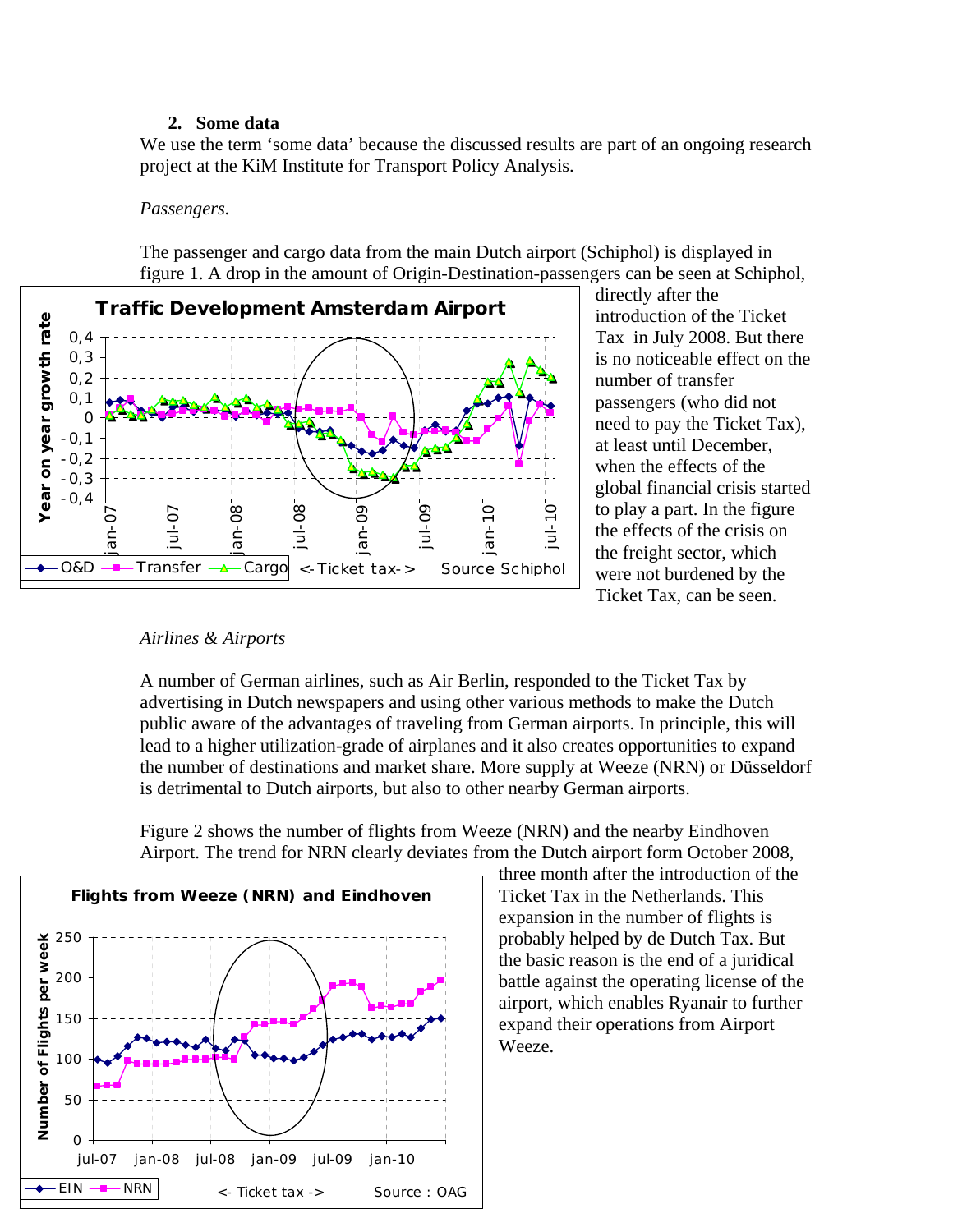## 2. Some data

We use the term 'some data' because the discussed results are part of an ongoing research project at the KiM Institute for Transport Policy Analysis.

*Passengers.*

The passenger and cargo data from the main Dutch airport (Schiphol) is displayed in figure 1. A drop in the amount of Origin-Destination-passengers can be seen at Schiphol, directly after the introduction of the Ticket Tax in July 2008. But there is no noticeable effect on the number of transfer passengers (who did not need to pay the Ticket Tax), at least until December, when the effects of the global financial crisis started to play a part. In the figure the effects of the crisis on the freight sector, which were not burdened by the Ticket Tax, can be seen.

*Airlines & Airports*

A number of German airlines, such as Air Berlin, responded to the Ticket Tax by advertising in Dutch newspapers and using other various methods to make the Dutch public aware of the advantages of traveling from German airports. In principle, this will lead to a higher utilization-grade of airplanes and it also creates opportunities to expand the number of destinations and market share. More supply at Weeze (NRN) or Düsseldorf is detrimental to Dutch airports, but also to other nearby German airports.

Figure 2 shows the number of flights from Weeze (NRN) and the nearby Eindhoven Airport. The trend for NRN clearly deviates from the Dutch airport form October 2008, three month after the introduction of the Ticket Tax in the Netherlands. This expansion in the number of flights is probably helped by de Dutch Tax. But the basic reason is the end of a juridical battle against the operating license of the airport, which enables Ryanair to further expand their operations from Airport Weeze.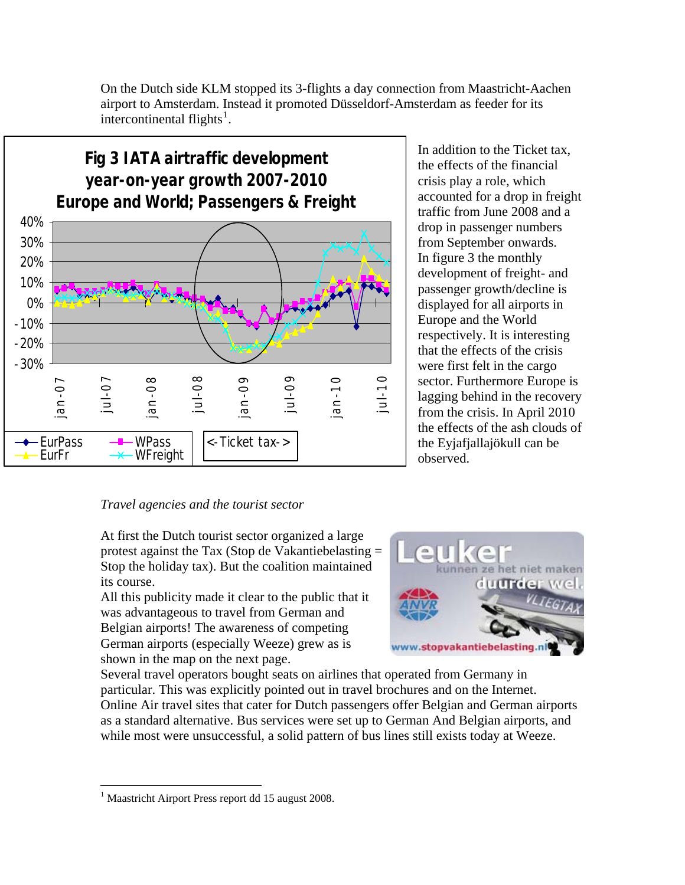On the Dutch side KLM stopped its 3-flights a day connection from Maastricht-Aachen airport to Amsterdam. Instead it promoted Düsseldorf-Amsterdam as feeder for its intercontinental flights[1].

In addition to the Ticket tax, the effects of the financial crisis play a role, which accounted for a drop in freight traffic from June 2008 and a drop in passenger numbers from September onwards. In figure 3 the monthly development of freight- and passenger growth/decline is displayed for all airports in Europe and the World respectively. It is interesting that the effects of the crisis were first felt in the cargo sector. Furthermore Europe is lagging behind in the recovery from the crisis. In April 2010 the effects of the ash clouds of the Eyjafjallajökull can be observed.

*Travel agencies and the tourist sector*

At first the Dutch tourist sector organized a large protest against the Tax (Stop de Vakantiebelasting = Stop the holiday tax). But the coalition maintained its course.

All this publicity made it clear to the public that it was advantageous to travel from German and Belgian airports! The awareness of competing German airports (especially Weeze) grew as is shown in the map on the next page.

Several travel operators bought seats on airlines that operated from Germany in particular. This was explicitly pointed out in travel brochures and on the Internet. Online Air travel sites that cater for Dutch passengers offer Belgian and German airports as a standard alternative. Bus services were set up to German And Belgian airports, and while most were unsuccessful, a solid pattern of bus lines still exists today at Weeze.

[1] Maastricht Airport Press report dd 15 august 2008.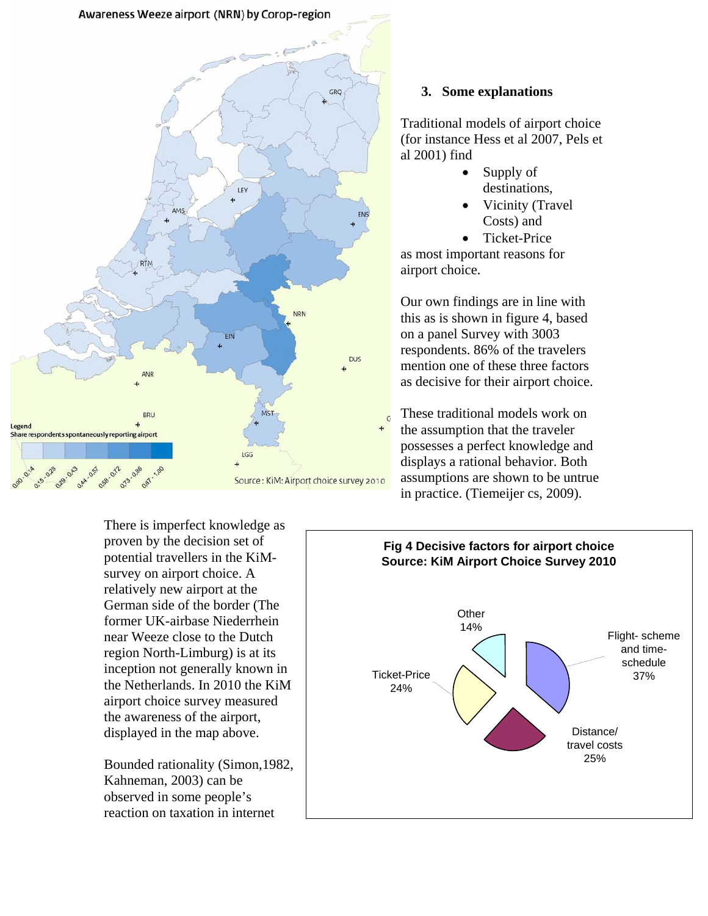Awareness Weeze airport (NRN) by Corop-region

Legend
Share respondents spontaneously reporting airport

0,00 - 0,14 | 0,15 - 0,28 | 0,29 - 0,43 | 0,44 - 0,57 | 0,58 - 0,72 | 0,73 - 0,86 | 0,87 - 1,00

Source: KiM: Airport choice survey 2010

## 3. Some explanations

Traditional models of airport choice (for instance Hess et al 2007, Pels et al 2001) find

- Supply of destinations,
- Vicinity (Travel Costs) and
- Ticket-Price

as most important reasons for airport choice.

Our own findings are in line with this as is shown in figure 4, based on a panel Survey with 3003 respondents. 86% of the travelers mention one of these three factors as decisive for their airport choice.

These traditional models work on the assumption that the traveler possesses a perfect knowledge and displays a rational behavior. Both assumptions are shown to be untrue in practice. (Tiemeijer cs, 2009).

There is imperfect knowledge as proven by the decision set of potential travellers in the KiM-survey on airport choice. A relatively new airport at the German side of the border (The former UK-airbase Niederrhein near Weeze close to the Dutch region North-Limburg) is at its inception not generally known in the Netherlands. In 2010 the KiM airport choice survey measured the awareness of the airport, displayed in the map above.

Bounded rationality (Simon,1982, Kahneman, 2003) can be observed in some people's reaction on taxation in internet

**Fig 4 Decisive factors for airport choice**
**Source: KiM Airport Choice Survey 2010**

| Factor | Share |
|---|---|
| Flight- scheme and time-schedule | 37% |
| Distance/ travel costs | 25% |
| Ticket-Price | 24% |
| Other | 14% |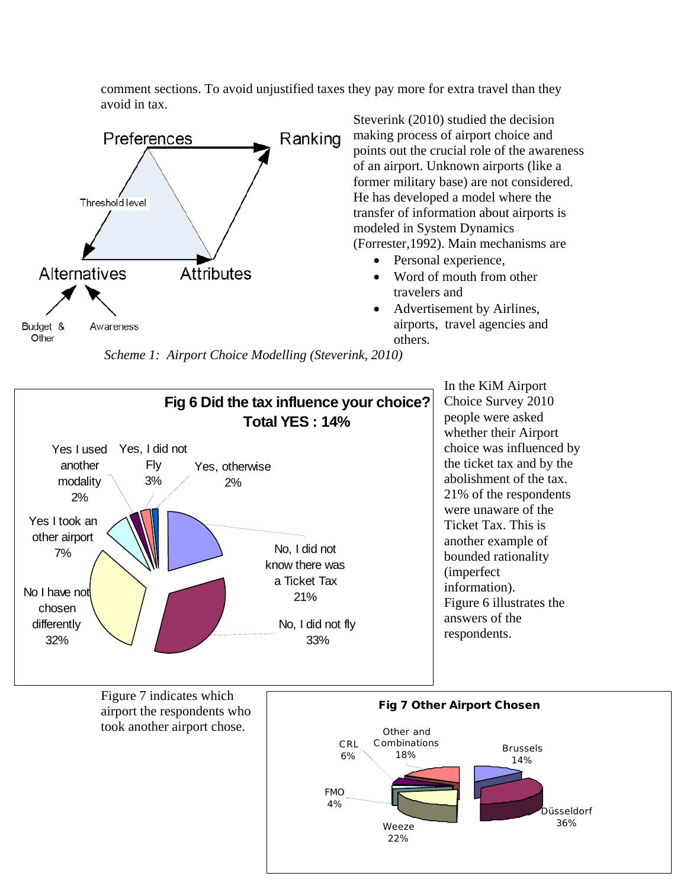comment sections. To avoid unjustified taxes they pay more for extra travel than they avoid in tax.

Steverink (2010) studied the decision making process of airport choice and points out the crucial role of the awareness of an airport. Unknown airports (like a former military base) are not considered. He has developed a model where the transfer of information about airports is modeled in System Dynamics (Forrester,1992). Main mechanisms are

- Personal experience,
- Word of mouth from other travelers and
- Advertisement by Airlines, airports, travel agencies and others.

*Scheme 1: Airport Choice Modelling (Steverink, 2010)*

In the KiM Airport Choice Survey 2010 people were asked whether their Airport choice was influenced by the ticket tax and by the abolishment of the tax. 21% of the respondents were unaware of the Ticket Tax. This is another example of bounded rationality (imperfect information). Figure 6 illustrates the answers of the respondents.

**Fig 6 Did the tax influence your choice? Total YES : 14%**

Figure 7 indicates which airport the respondents who took another airport chose.

**Fig 7 Other Airport Chosen**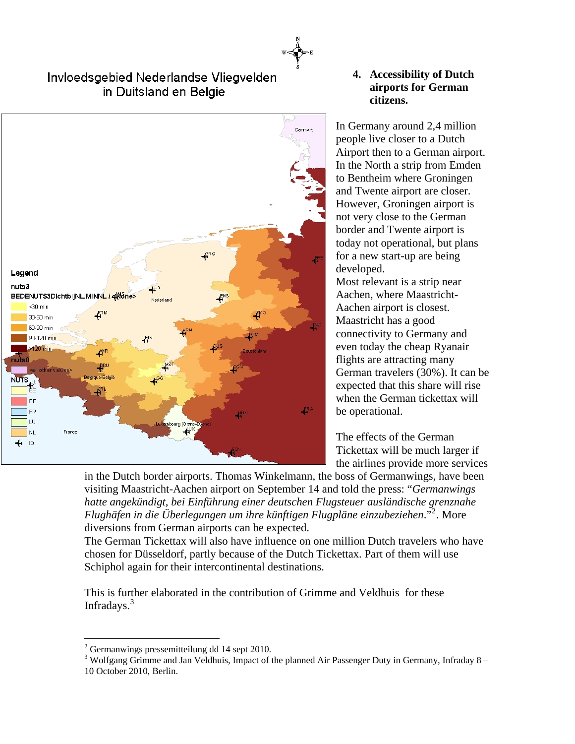Invloedsgebied Nederlandse Vliegvelden in Duitsland en Belgie

## 4. Accessibility of Dutch airports for German citizens.

In Germany around 2,4 million people live closer to a Dutch Airport then to a German airport. In the North a strip from Emden to Bentheim where Groningen and Twente airport are closer. However, Groningen airport is not very close to the German border and Twente airport is today not operational, but plans for a new start-up are being developed.

Most relevant is a strip near Aachen, where Maastricht-Aachen airport is closest. Maastricht has a good connectivity to Germany and even today the cheap Ryanair flights are attracting many German travelers (30%). It can be expected that this share will rise when the German tickettax will be operational.

The effects of the German Tickettax will be much larger if the airlines provide more services in the Dutch border airports. Thomas Winkelmann, the boss of Germanwings, have been visiting Maastricht-Aachen airport on September 14 and told the press: "*Germanwings hatte angekündigt, bei Einführung einer deutschen Flugsteuer ausländische grenznahe Flughäfen in die Überlegungen um ihre künftigen Flugpläne einzubeziehen*."[2]. More diversions from German airports can be expected.

The German Tickettax will also have influence on one million Dutch travelers who have chosen for Düsseldorf, partly because of the Dutch Tickettax. Part of them will use Schiphol again for their intercontinental destinations.

This is further elaborated in the contribution of Grimme and Veldhuis for these Infradays.[3]

---

[2] Germanwings pressemitteilung dd 14 sept 2010.

[3] Wolfgang Grimme and Jan Veldhuis, Impact of the planned Air Passenger Duty in Germany, Infraday 8 – 10 October 2010, Berlin.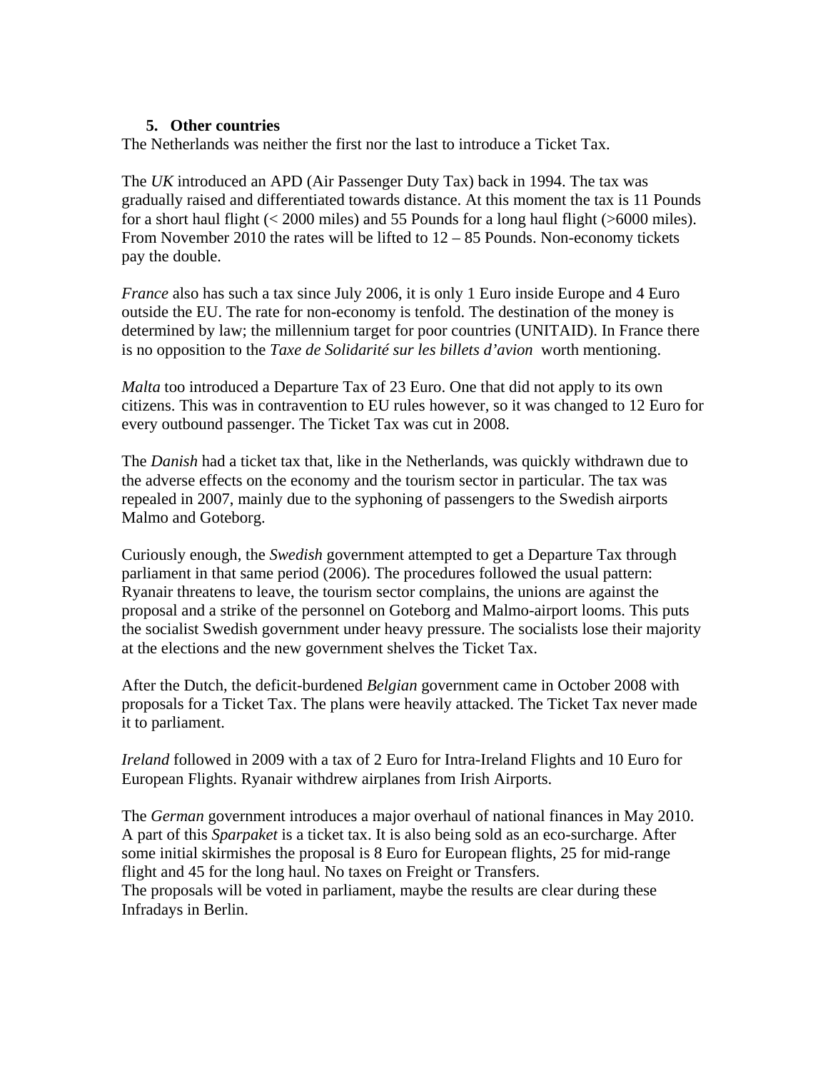## 5. Other countries

The Netherlands was neither the first nor the last to introduce a Ticket Tax.

The *UK* introduced an APD (Air Passenger Duty Tax) back in 1994. The tax was gradually raised and differentiated towards distance. At this moment the tax is 11 Pounds for a short haul flight (< 2000 miles) and 55 Pounds for a long haul flight (>6000 miles). From November 2010 the rates will be lifted to 12 – 85 Pounds. Non-economy tickets pay the double.

*France* also has such a tax since July 2006, it is only 1 Euro inside Europe and 4 Euro outside the EU. The rate for non-economy is tenfold. The destination of the money is determined by law; the millennium target for poor countries (UNITAID). In France there is no opposition to the *Taxe de Solidarité sur les billets d'avion* worth mentioning.

*Malta* too introduced a Departure Tax of 23 Euro. One that did not apply to its own citizens. This was in contravention to EU rules however, so it was changed to 12 Euro for every outbound passenger. The Ticket Tax was cut in 2008.

The *Danish* had a ticket tax that, like in the Netherlands, was quickly withdrawn due to the adverse effects on the economy and the tourism sector in particular. The tax was repealed in 2007, mainly due to the syphoning of passengers to the Swedish airports Malmo and Goteborg.

Curiously enough, the *Swedish* government attempted to get a Departure Tax through parliament in that same period (2006). The procedures followed the usual pattern: Ryanair threatens to leave, the tourism sector complains, the unions are against the proposal and a strike of the personnel on Goteborg and Malmo-airport looms. This puts the socialist Swedish government under heavy pressure. The socialists lose their majority at the elections and the new government shelves the Ticket Tax.

After the Dutch, the deficit-burdened *Belgian* government came in October 2008 with proposals for a Ticket Tax. The plans were heavily attacked. The Ticket Tax never made it to parliament.

*Ireland* followed in 2009 with a tax of 2 Euro for Intra-Ireland Flights and 10 Euro for European Flights. Ryanair withdrew airplanes from Irish Airports.

The *German* government introduces a major overhaul of national finances in May 2010. A part of this *Sparpaket* is a ticket tax. It is also being sold as an eco-surcharge. After some initial skirmishes the proposal is 8 Euro for European flights, 25 for mid-range flight and 45 for the long haul. No taxes on Freight or Transfers.
The proposals will be voted in parliament, maybe the results are clear during these Infradays in Berlin.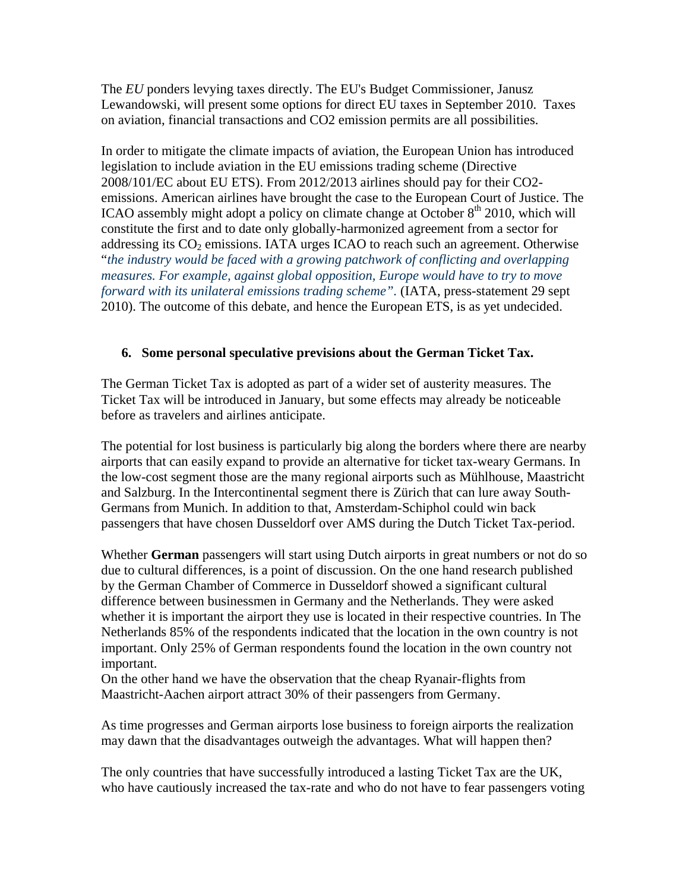The *EU* ponders levying taxes directly. The EU's Budget Commissioner, Janusz Lewandowski, will present some options for direct EU taxes in September 2010. Taxes on aviation, financial transactions and CO2 emission permits are all possibilities.

In order to mitigate the climate impacts of aviation, the European Union has introduced legislation to include aviation in the EU emissions trading scheme (Directive 2008/101/EC about EU ETS). From 2012/2013 airlines should pay for their CO2-emissions. American airlines have brought the case to the European Court of Justice. The ICAO assembly might adopt a policy on climate change at October 8th 2010, which will constitute the first and to date only globally-harmonized agreement from a sector for addressing its $CO_2$ emissions. IATA urges ICAO to reach such an agreement. Otherwise "*the industry would be faced with a growing patchwork of conflicting and overlapping measures. For example, against global opposition, Europe would have to try to move forward with its unilateral emissions trading scheme*". (IATA, press-statement 29 sept 2010). The outcome of this debate, and hence the European ETS, is as yet undecided.

## 6. Some personal speculative previsions about the German Ticket Tax.

The German Ticket Tax is adopted as part of a wider set of austerity measures. The Ticket Tax will be introduced in January, but some effects may already be noticeable before as travelers and airlines anticipate.

The potential for lost business is particularly big along the borders where there are nearby airports that can easily expand to provide an alternative for ticket tax-weary Germans. In the low-cost segment those are the many regional airports such as Mühlhouse, Maastricht and Salzburg. In the Intercontinental segment there is Zürich that can lure away South-Germans from Munich. In addition to that, Amsterdam-Schiphol could win back passengers that have chosen Dusseldorf over AMS during the Dutch Ticket Tax-period.

Whether **German** passengers will start using Dutch airports in great numbers or not do so due to cultural differences, is a point of discussion. On the one hand research published by the German Chamber of Commerce in Dusseldorf showed a significant cultural difference between businessmen in Germany and the Netherlands. They were asked whether it is important the airport they use is located in their respective countries. In The Netherlands 85% of the respondents indicated that the location in the own country is not important. Only 25% of German respondents found the location in the own country not important.
On the other hand we have the observation that the cheap Ryanair-flights from Maastricht-Aachen airport attract 30% of their passengers from Germany.

As time progresses and German airports lose business to foreign airports the realization may dawn that the disadvantages outweigh the advantages. What will happen then?

The only countries that have successfully introduced a lasting Ticket Tax are the UK, who have cautiously increased the tax-rate and who do not have to fear passengers voting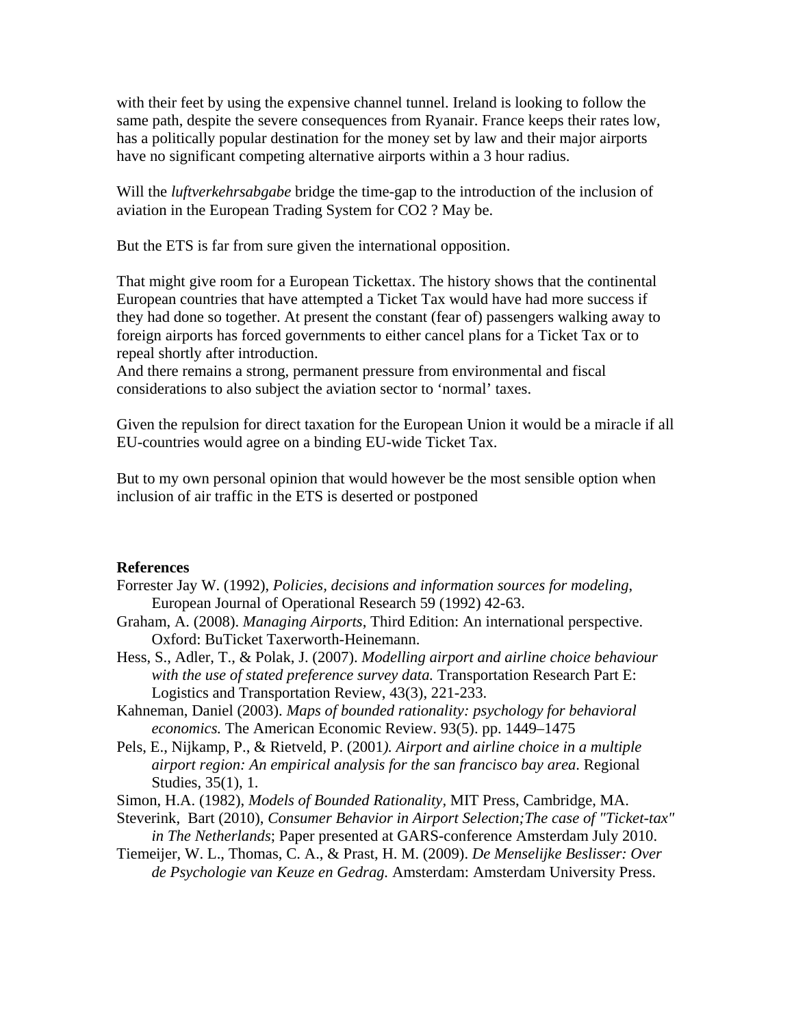with their feet by using the expensive channel tunnel. Ireland is looking to follow the same path, despite the severe consequences from Ryanair. France keeps their rates low, has a politically popular destination for the money set by law and their major airports have no significant competing alternative airports within a 3 hour radius.

Will the *luftverkehrsabgabe* bridge the time-gap to the introduction of the inclusion of aviation in the European Trading System for CO2 ? May be.

But the ETS is far from sure given the international opposition.

That might give room for a European Tickettax. The history shows that the continental European countries that have attempted a Ticket Tax would have had more success if they had done so together. At present the constant (fear of) passengers walking away to foreign airports has forced governments to either cancel plans for a Ticket Tax or to repeal shortly after introduction.
And there remains a strong, permanent pressure from environmental and fiscal considerations to also subject the aviation sector to 'normal' taxes.

Given the repulsion for direct taxation for the European Union it would be a miracle if all EU-countries would agree on a binding EU-wide Ticket Tax.

But to my own personal opinion that would however be the most sensible option when inclusion of air traffic in the ETS is deserted or postponed

**References**

Forrester Jay W. (1992), *Policies, decisions and information sources for modeling*, European Journal of Operational Research 59 (1992) 42-63.

Graham, A. (2008). *Managing Airports*, Third Edition: An international perspective. Oxford: BuTicket Taxerworth-Heinemann.

Hess, S., Adler, T., & Polak, J. (2007). *Modelling airport and airline choice behaviour with the use of stated preference survey data.* Transportation Research Part E: Logistics and Transportation Review, 43(3), 221-233.

Kahneman, Daniel (2003). *Maps of bounded rationality: psychology for behavioral economics.* The American Economic Review. 93(5). pp. 1449–1475

Pels, E., Nijkamp, P., & Rietveld, P. (2001*). Airport and airline choice in a multiple airport region: An empirical analysis for the san francisco bay area*. Regional Studies, 35(1), 1.

Simon, H.A. (1982), *Models of Bounded Rationality*, MIT Press, Cambridge, MA.

Steverink, Bart (2010), *Consumer Behavior in Airport Selection;The case of "Ticket-tax" in The Netherlands*; Paper presented at GARS-conference Amsterdam July 2010.

Tiemeijer, W. L., Thomas, C. A., & Prast, H. M. (2009). *De Menselijke Beslisser: Over de Psychologie van Keuze en Gedrag.* Amsterdam: Amsterdam University Press.